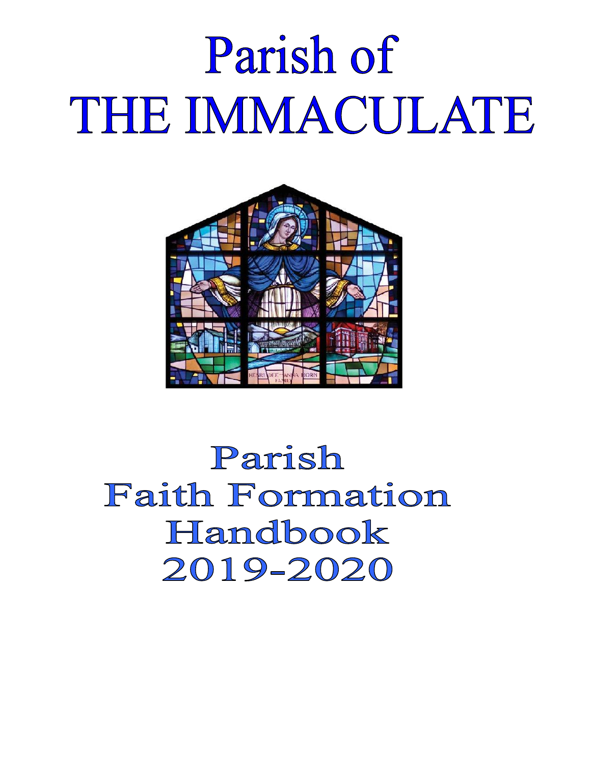# Parish of THE IMMACULATE

## Parish Faith Formation Handbook 2019-2020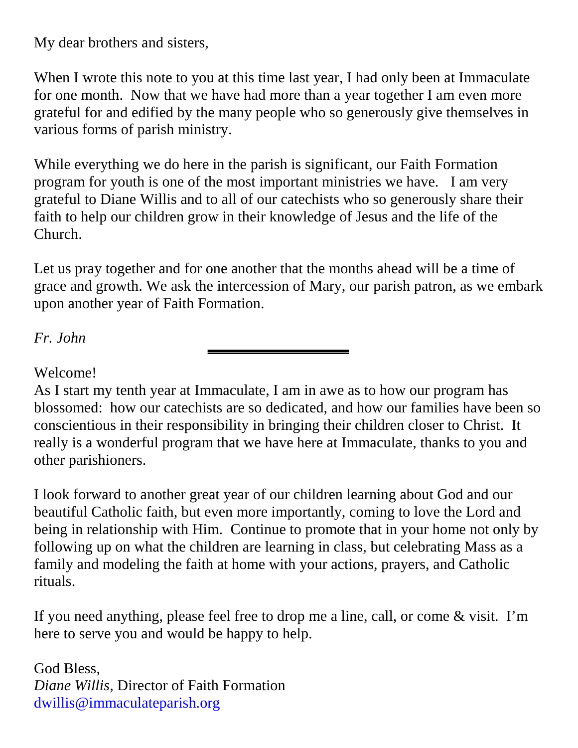My dear brothers and sisters,

When I wrote this note to you at this time last year, I had only been at Immaculate for one month. Now that we have had more than a year together I am even more grateful for and edified by the many people who so generously give themselves in various forms of parish ministry.

While everything we do here in the parish is significant, our Faith Formation program for youth is one of the most important ministries we have. I am very grateful to Diane Willis and to all of our catechists who so generously share their faith to help our children grow in their knowledge of Jesus and the life of the Church.

Let us pray together and for one another that the months ahead will be a time of grace and growth. We ask the intercession of Mary, our parish patron, as we embark upon another year of Faith Formation.

*Fr. John*

---

Welcome!

As I start my tenth year at Immaculate, I am in awe as to how our program has blossomed: how our catechists are so dedicated, and how our families have been so conscientious in their responsibility in bringing their children closer to Christ. It really is a wonderful program that we have here at Immaculate, thanks to you and other parishioners.

I look forward to another great year of our children learning about God and our beautiful Catholic faith, but even more importantly, coming to love the Lord and being in relationship with Him. Continue to promote that in your home not only by following up on what the children are learning in class, but celebrating Mass as a family and modeling the faith at home with your actions, prayers, and Catholic rituals.

If you need anything, please feel free to drop me a line, call, or come & visit. I'm here to serve you and would be happy to help.

God Bless,
*Diane Willis*, Director of Faith Formation
dwillis@immaculateparish.org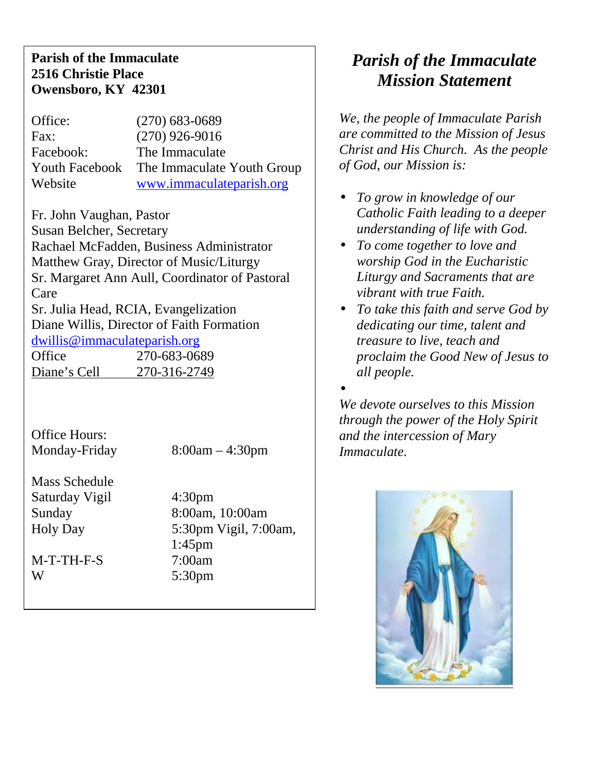**Parish of the Immaculate**
**2516 Christie Place**
**Owensboro, KY 42301**

| | |
|---|---|
| Office: | (270) 683-0689 |
| Fax: | (270) 926-9016 |
| Facebook: | The Immaculate |
| Youth Facebook | The Immaculate Youth Group |
| Website | www.immaculateparish.org |

Fr. John Vaughan, Pastor
Susan Belcher, Secretary
Rachael McFadden, Business Administrator
Matthew Gray, Director of Music/Liturgy
Sr. Margaret Ann Aull, Coordinator of Pastoral Care
Sr. Julia Head, RCIA, Evangelization
Diane Willis, Director of Faith Formation
dwillis@immaculateparish.org

| | |
|---|---|
| Office | 270-683-0689 |
| Diane's Cell | 270-316-2749 |

Office Hours:

| | |
|---|---|
| Monday-Friday | 8:00am – 4:30pm |

Mass Schedule

| | |
|---|---|
| Saturday Vigil | 4:30pm |
| Sunday | 8:00am, 10:00am |
| Holy Day | 5:30pm Vigil, 7:00am, 1:45pm |
| M-T-TH-F-S | 7:00am |
| W | 5:30pm |

# *Parish of the Immaculate Mission Statement*

*We, the people of Immaculate Parish are committed to the Mission of Jesus Christ and His Church. As the people of God, our Mission is:*

- *To grow in knowledge of our Catholic Faith leading to a deeper understanding of life with God.*
- *To come together to love and worship God in the Eucharistic Liturgy and Sacraments that are vibrant with true Faith.*
- *To take this faith and serve God by dedicating our time, talent and treasure to live, teach and proclaim the Good New of Jesus to all people.*

*We devote ourselves to this Mission through the power of the Holy Spirit and the intercession of Mary Immaculate.*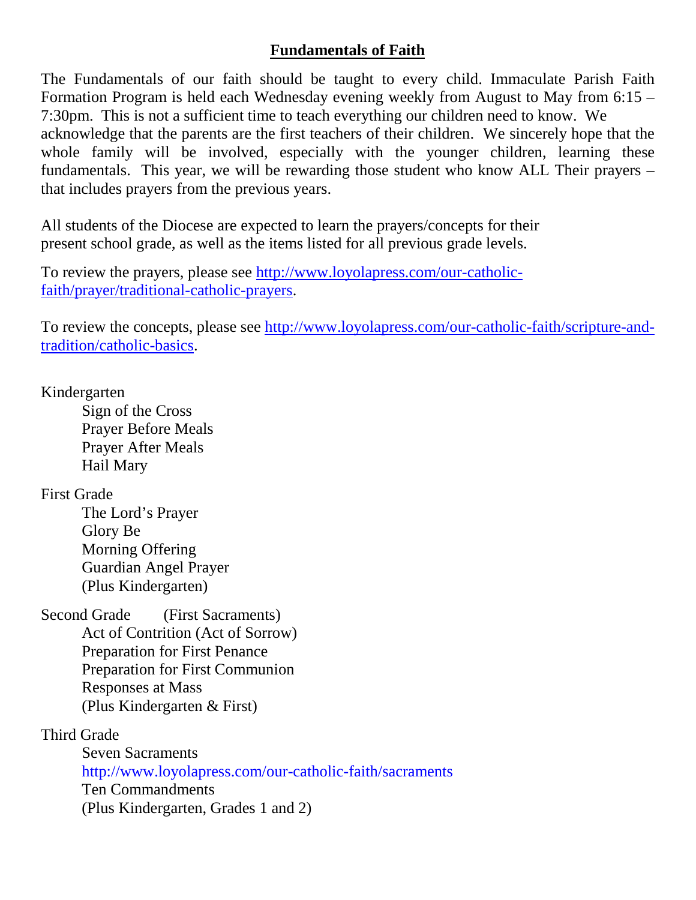# Fundamentals of Faith

The Fundamentals of our faith should be taught to every child. Immaculate Parish Faith Formation Program is held each Wednesday evening weekly from August to May from 6:15 – 7:30pm. This is not a sufficient time to teach everything our children need to know. We acknowledge that the parents are the first teachers of their children. We sincerely hope that the whole family will be involved, especially with the younger children, learning these fundamentals. This year, we will be rewarding those student who know ALL Their prayers – that includes prayers from the previous years.

All students of the Diocese are expected to learn the prayers/concepts for their present school grade, as well as the items listed for all previous grade levels.

To review the prayers, please see http://www.loyolapress.com/our-catholic-faith/prayer/traditional-catholic-prayers.

To review the concepts, please see http://www.loyolapress.com/our-catholic-faith/scripture-and-tradition/catholic-basics.

Kindergarten
- Sign of the Cross
- Prayer Before Meals
- Prayer After Meals
- Hail Mary

First Grade
- The Lord's Prayer
- Glory Be
- Morning Offering
- Guardian Angel Prayer
- (Plus Kindergarten)

Second Grade (First Sacraments)
- Act of Contrition (Act of Sorrow)
- Preparation for First Penance
- Preparation for First Communion
- Responses at Mass
- (Plus Kindergarten & First)

Third Grade
- Seven Sacraments
- http://www.loyolapress.com/our-catholic-faith/sacraments
- Ten Commandments
- (Plus Kindergarten, Grades 1 and 2)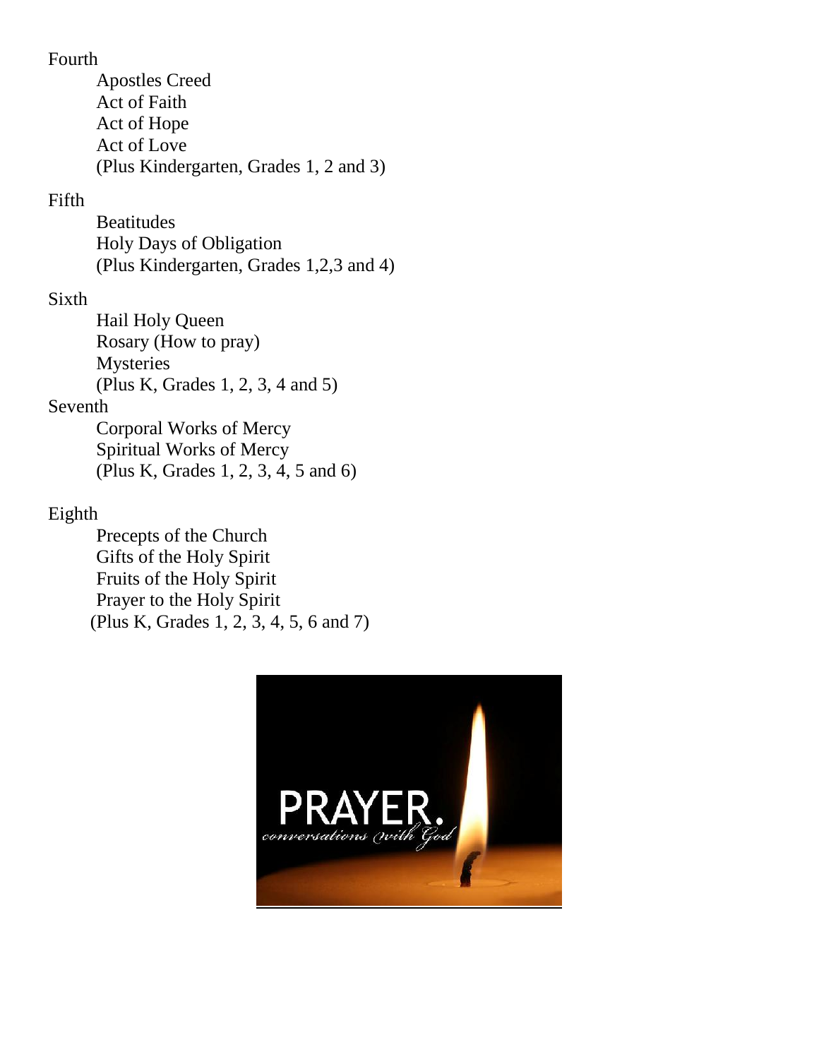Fourth

- Apostles Creed
- Act of Faith
- Act of Hope
- Act of Love
- (Plus Kindergarten, Grades 1, 2 and 3)

Fifth

- Beatitudes
- Holy Days of Obligation
- (Plus Kindergarten, Grades 1,2,3 and 4)

Sixth

- Hail Holy Queen
- Rosary (How to pray)
- Mysteries
- (Plus K, Grades 1, 2, 3, 4 and 5)

Seventh

- Corporal Works of Mercy
- Spiritual Works of Mercy
- (Plus K, Grades 1, 2, 3, 4, 5 and 6)

Eighth

- Precepts of the Church
- Gifts of the Holy Spirit
- Fruits of the Holy Spirit
- Prayer to the Holy Spirit
- (Plus K, Grades 1, 2, 3, 4, 5, 6 and 7)

PRAYER.
conversations with God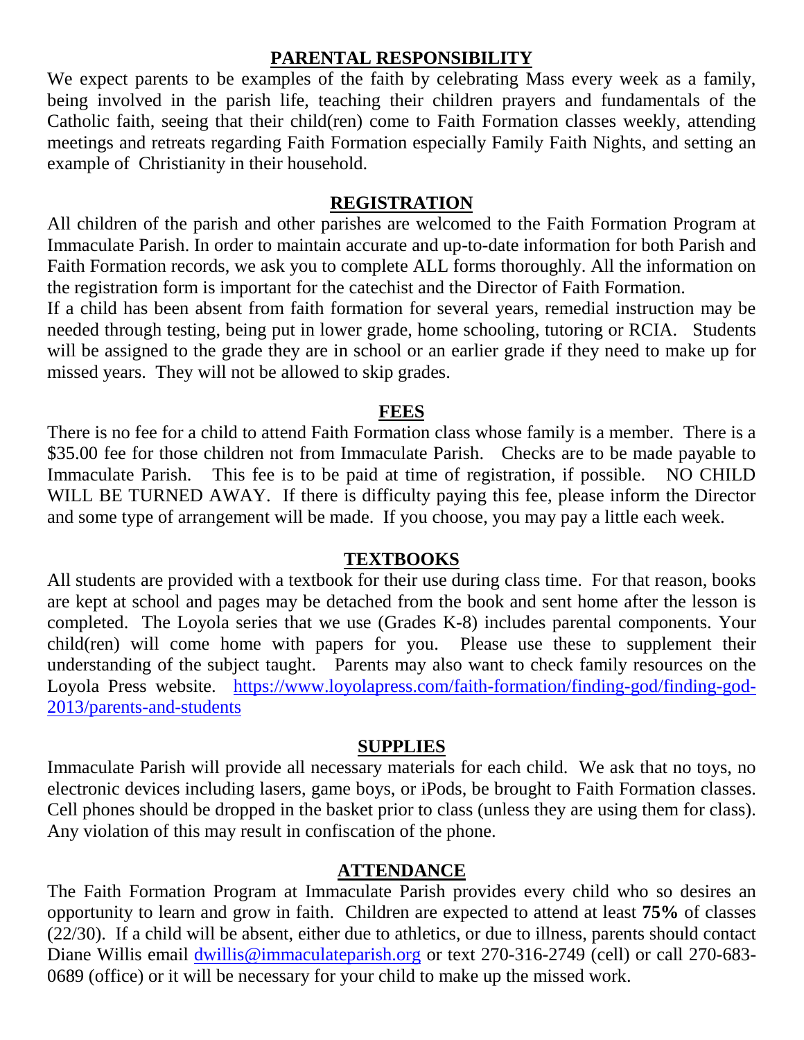## PARENTAL RESPONSIBILITY

We expect parents to be examples of the faith by celebrating Mass every week as a family, being involved in the parish life, teaching their children prayers and fundamentals of the Catholic faith, seeing that their child(ren) come to Faith Formation classes weekly, attending meetings and retreats regarding Faith Formation especially Family Faith Nights, and setting an example of Christianity in their household.

## REGISTRATION

All children of the parish and other parishes are welcomed to the Faith Formation Program at Immaculate Parish. In order to maintain accurate and up-to-date information for both Parish and Faith Formation records, we ask you to complete ALL forms thoroughly. All the information on the registration form is important for the catechist and the Director of Faith Formation.

If a child has been absent from faith formation for several years, remedial instruction may be needed through testing, being put in lower grade, home schooling, tutoring or RCIA. Students will be assigned to the grade they are in school or an earlier grade if they need to make up for missed years. They will not be allowed to skip grades.

## FEES

There is no fee for a child to attend Faith Formation class whose family is a member. There is a $35.00 fee for those children not from Immaculate Parish. Checks are to be made payable to Immaculate Parish. This fee is to be paid at time of registration, if possible. NO CHILD WILL BE TURNED AWAY. If there is difficulty paying this fee, please inform the Director and some type of arrangement will be made. If you choose, you may pay a little each week.

## TEXTBOOKS

All students are provided with a textbook for their use during class time. For that reason, books are kept at school and pages may be detached from the book and sent home after the lesson is completed. The Loyola series that we use (Grades K-8) includes parental components. Your child(ren) will come home with papers for you. Please use these to supplement their understanding of the subject taught. Parents may also want to check family resources on the Loyola Press website. https://www.loyolapress.com/faith-formation/finding-god/finding-god-2013/parents-and-students

## SUPPLIES

Immaculate Parish will provide all necessary materials for each child. We ask that no toys, no electronic devices including lasers, game boys, or iPods, be brought to Faith Formation classes. Cell phones should be dropped in the basket prior to class (unless they are using them for class). Any violation of this may result in confiscation of the phone.

## ATTENDANCE

The Faith Formation Program at Immaculate Parish provides every child who so desires an opportunity to learn and grow in faith. Children are expected to attend at least **75%** of classes (22/30). If a child will be absent, either due to athletics, or due to illness, parents should contact Diane Willis email dwillis@immaculateparish.org or text 270-316-2749 (cell) or call 270-683-0689 (office) or it will be necessary for your child to make up the missed work.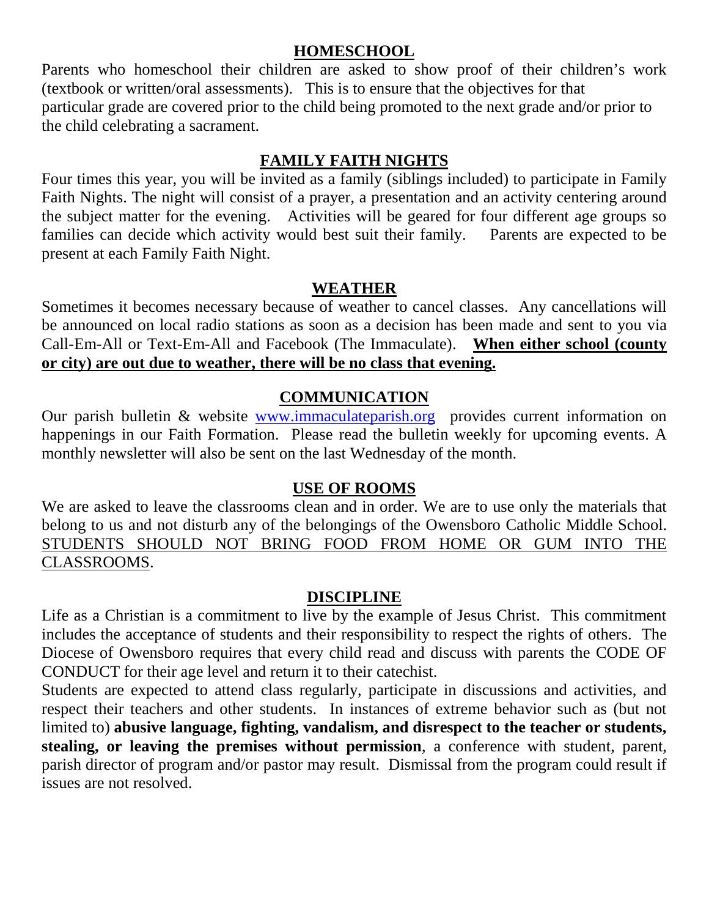## HOMESCHOOL

Parents who homeschool their children are asked to show proof of their children's work (textbook or written/oral assessments). This is to ensure that the objectives for that particular grade are covered prior to the child being promoted to the next grade and/or prior to the child celebrating a sacrament.

## FAMILY FAITH NIGHTS

Four times this year, you will be invited as a family (siblings included) to participate in Family Faith Nights. The night will consist of a prayer, a presentation and an activity centering around the subject matter for the evening. Activities will be geared for four different age groups so families can decide which activity would best suit their family. Parents are expected to be present at each Family Faith Night.

## WEATHER

Sometimes it becomes necessary because of weather to cancel classes. Any cancellations will be announced on local radio stations as soon as a decision has been made and sent to you via Call-Em-All or Text-Em-All and Facebook (The Immaculate). **When either school (county or city) are out due to weather, there will be no class that evening.**

## COMMUNICATION

Our parish bulletin & website www.immaculateparish.org provides current information on happenings in our Faith Formation. Please read the bulletin weekly for upcoming events. A monthly newsletter will also be sent on the last Wednesday of the month.

## USE OF ROOMS

We are asked to leave the classrooms clean and in order. We are to use only the materials that belong to us and not disturb any of the belongings of the Owensboro Catholic Middle School. STUDENTS SHOULD NOT BRING FOOD FROM HOME OR GUM INTO THE CLASSROOMS.

## DISCIPLINE

Life as a Christian is a commitment to live by the example of Jesus Christ. This commitment includes the acceptance of students and their responsibility to respect the rights of others. The Diocese of Owensboro requires that every child read and discuss with parents the CODE OF CONDUCT for their age level and return it to their catechist.

Students are expected to attend class regularly, participate in discussions and activities, and respect their teachers and other students. In instances of extreme behavior such as (but not limited to) **abusive language, fighting, vandalism, and disrespect to the teacher or students, stealing, or leaving the premises without permission**, a conference with student, parent, parish director of program and/or pastor may result. Dismissal from the program could result if issues are not resolved.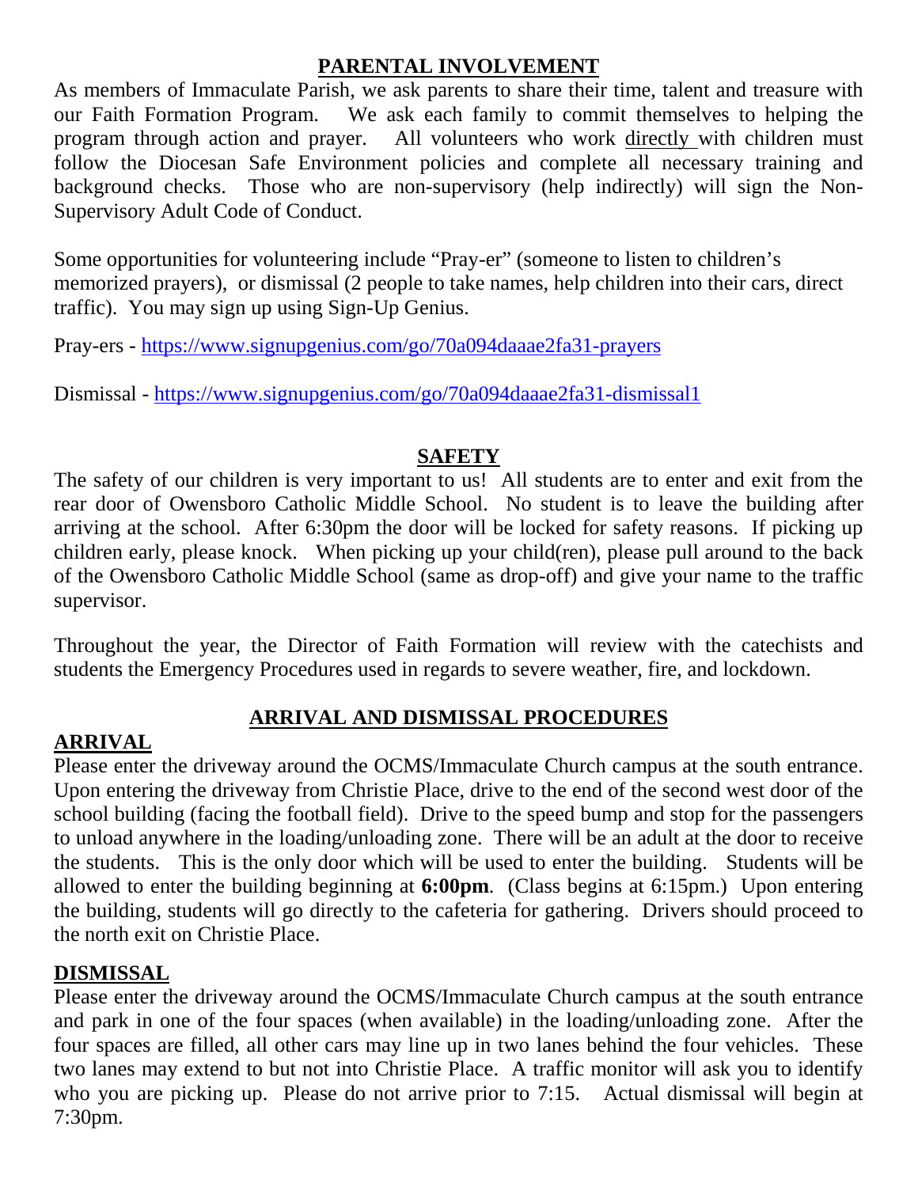## PARENTAL INVOLVEMENT

As members of Immaculate Parish, we ask parents to share their time, talent and treasure with our Faith Formation Program. We ask each family to commit themselves to helping the program through action and prayer. All volunteers who work directly with children must follow the Diocesan Safe Environment policies and complete all necessary training and background checks. Those who are non-supervisory (help indirectly) will sign the Non-Supervisory Adult Code of Conduct.

Some opportunities for volunteering include "Pray-er" (someone to listen to children's memorized prayers), or dismissal (2 people to take names, help children into their cars, direct traffic). You may sign up using Sign-Up Genius.

Pray-ers - https://www.signupgenius.com/go/70a094daaae2fa31-prayers

Dismissal - https://www.signupgenius.com/go/70a094daaae2fa31-dismissal1

## SAFETY

The safety of our children is very important to us! All students are to enter and exit from the rear door of Owensboro Catholic Middle School. No student is to leave the building after arriving at the school. After 6:30pm the door will be locked for safety reasons. If picking up children early, please knock. When picking up your child(ren), please pull around to the back of the Owensboro Catholic Middle School (same as drop-off) and give your name to the traffic supervisor.

Throughout the year, the Director of Faith Formation will review with the catechists and students the Emergency Procedures used in regards to severe weather, fire, and lockdown.

## ARRIVAL AND DISMISSAL PROCEDURES

### ARRIVAL

Please enter the driveway around the OCMS/Immaculate Church campus at the south entrance. Upon entering the driveway from Christie Place, drive to the end of the second west door of the school building (facing the football field). Drive to the speed bump and stop for the passengers to unload anywhere in the loading/unloading zone. There will be an adult at the door to receive the students. This is the only door which will be used to enter the building. Students will be allowed to enter the building beginning at **6:00pm**. (Class begins at 6:15pm.) Upon entering the building, students will go directly to the cafeteria for gathering. Drivers should proceed to the north exit on Christie Place.

### DISMISSAL

Please enter the driveway around the OCMS/Immaculate Church campus at the south entrance and park in one of the four spaces (when available) in the loading/unloading zone. After the four spaces are filled, all other cars may line up in two lanes behind the four vehicles. These two lanes may extend to but not into Christie Place. A traffic monitor will ask you to identify who you are picking up. Please do not arrive prior to 7:15. Actual dismissal will begin at 7:30pm.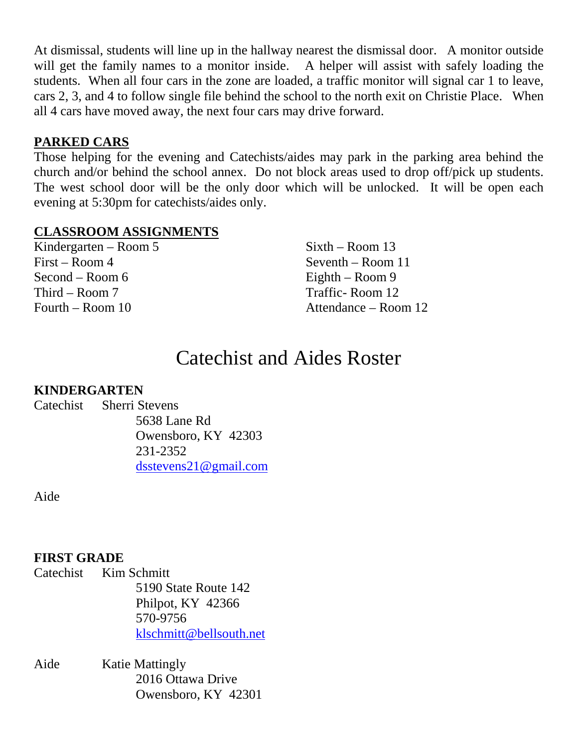At dismissal, students will line up in the hallway nearest the dismissal door. A monitor outside will get the family names to a monitor inside. A helper will assist with safely loading the students. When all four cars in the zone are loaded, a traffic monitor will signal car 1 to leave, cars 2, 3, and 4 to follow single file behind the school to the north exit on Christie Place. When all 4 cars have moved away, the next four cars may drive forward.

**PARKED CARS**

Those helping for the evening and Catechists/aides may park in the parking area behind the church and/or behind the school annex. Do not block areas used to drop off/pick up students. The west school door will be the only door which will be unlocked. It will be open each evening at 5:30pm for catechists/aides only.

**CLASSROOM ASSIGNMENTS**

Kindergarten – Room 5
First – Room 4
Second – Room 6
Third – Room 7
Fourth – Room 10
Sixth – Room 13
Seventh – Room 11
Eighth – Room 9
Traffic- Room 12
Attendance – Room 12

# Catechist and Aides Roster

**KINDERGARTEN**

Catechist Sherri Stevens
5638 Lane Rd
Owensboro, KY 42303
231-2352
dsstevens21@gmail.com

Aide

**FIRST GRADE**

Catechist Kim Schmitt
5190 State Route 142
Philpot, KY 42366
570-9756
klschmitt@bellsouth.net

Aide Katie Mattingly
2016 Ottawa Drive
Owensboro, KY 42301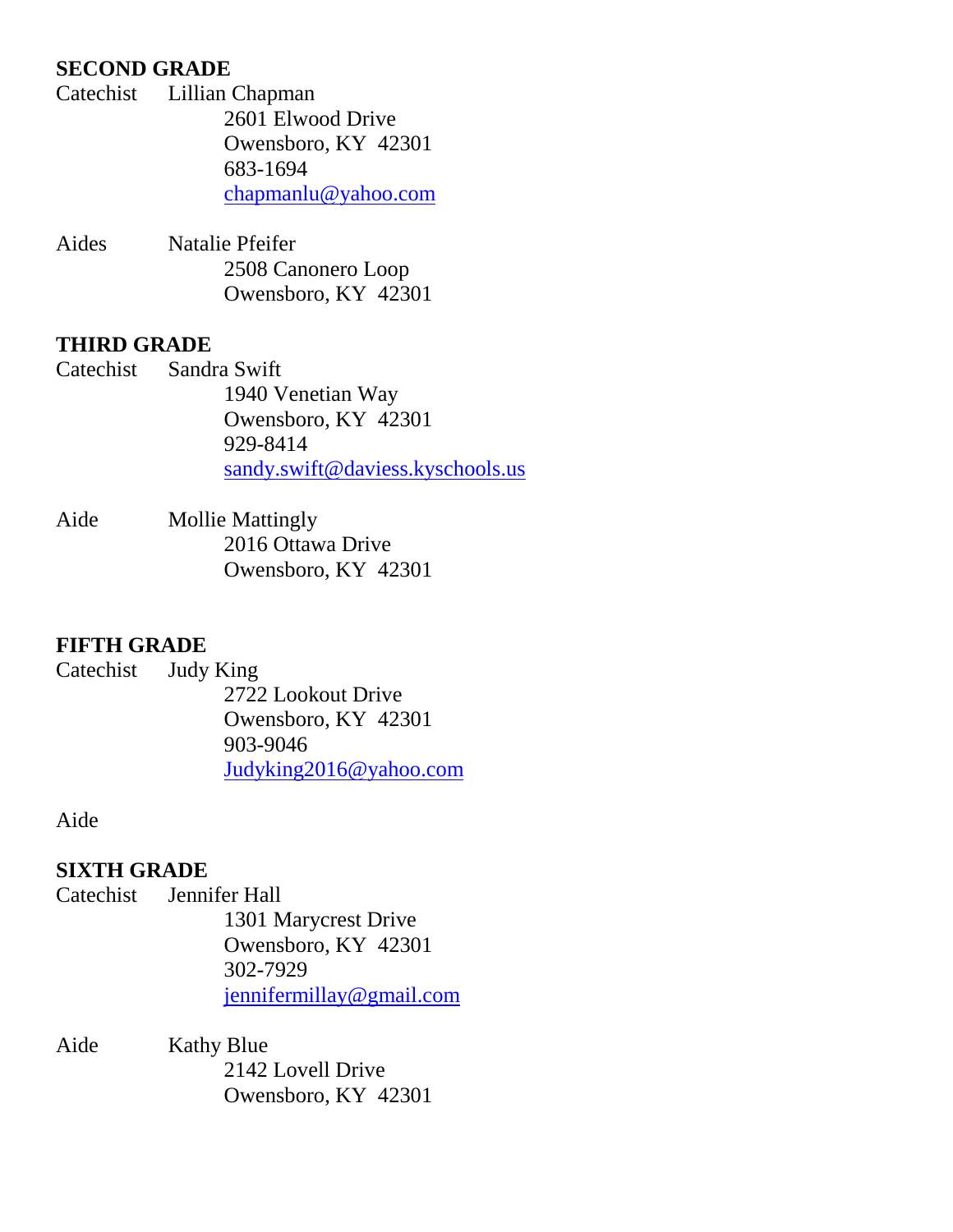**SECOND GRADE**

Catechist Lillian Chapman
2601 Elwood Drive
Owensboro, KY 42301
683-1694
chapmanlu@yahoo.com

Aides Natalie Pfeifer
2508 Canonero Loop
Owensboro, KY 42301

**THIRD GRADE**

Catechist Sandra Swift
1940 Venetian Way
Owensboro, KY 42301
929-8414
sandy.swift@daviess.kyschools.us

Aide Mollie Mattingly
2016 Ottawa Drive
Owensboro, KY 42301

**FIFTH GRADE**

Catechist Judy King
2722 Lookout Drive
Owensboro, KY 42301
903-9046
Judyking2016@yahoo.com

Aide

**SIXTH GRADE**

Catechist Jennifer Hall
1301 Marycrest Drive
Owensboro, KY 42301
302-7929
jennifermillay@gmail.com

Aide Kathy Blue
2142 Lovell Drive
Owensboro, KY 42301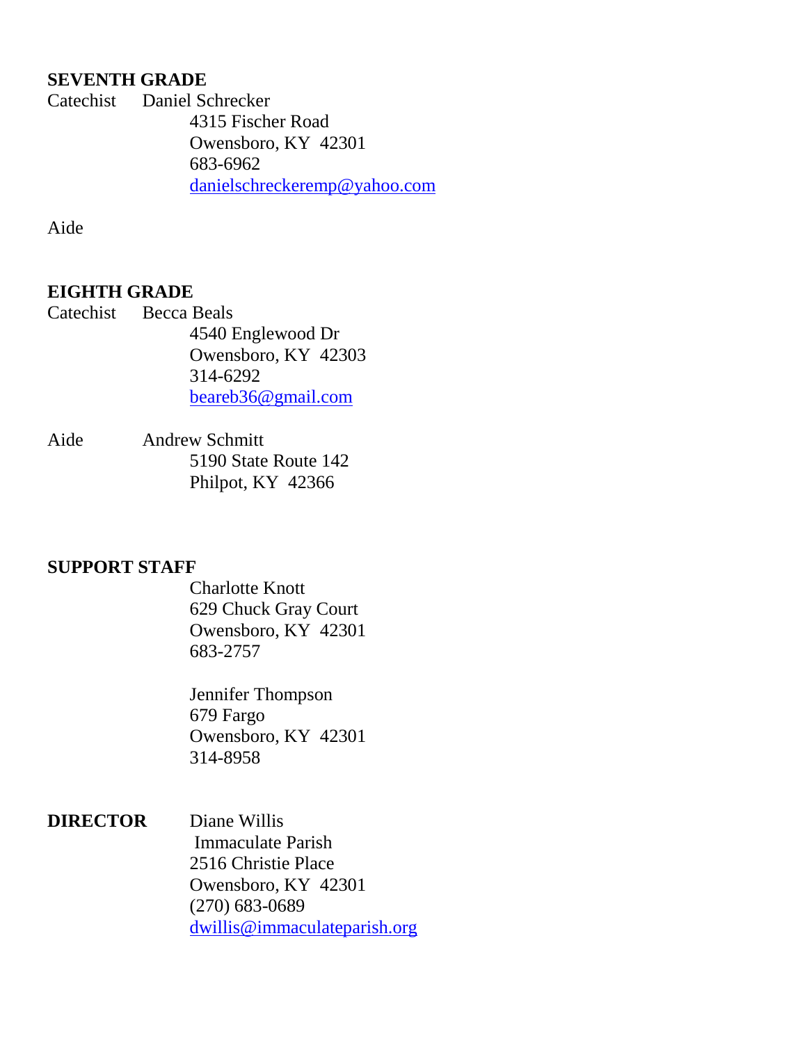**SEVENTH GRADE**

Catechist Daniel Schrecker
4315 Fischer Road
Owensboro, KY 42301
683-6962
danielschreckeremp@yahoo.com

Aide

**EIGHTH GRADE**

Catechist Becca Beals
4540 Englewood Dr
Owensboro, KY 42303
314-6292
beareb36@gmail.com

Aide Andrew Schmitt
5190 State Route 142
Philpot, KY 42366

**SUPPORT STAFF**

Charlotte Knott
629 Chuck Gray Court
Owensboro, KY 42301
683-2757

Jennifer Thompson
679 Fargo
Owensboro, KY 42301
314-8958

**DIRECTOR** Diane Willis
Immaculate Parish
2516 Christie Place
Owensboro, KY 42301
(270) 683-0689
dwillis@immaculateparish.org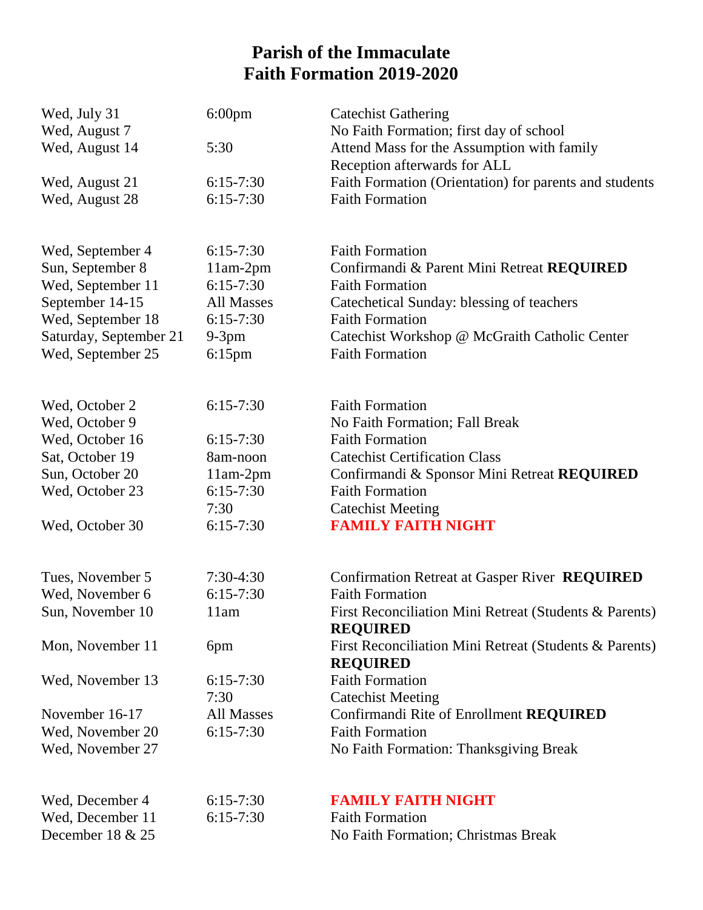# Parish of the Immaculate
# Faith Formation 2019-2020

| | | |
|---|---|---|
| Wed, July 31 | 6:00pm | Catechist Gathering |
| Wed, August 7 | | No Faith Formation; first day of school |
| Wed, August 14 | 5:30 | Attend Mass for the Assumption with family<br>Reception afterwards for ALL |
| Wed, August 21 | 6:15-7:30 | Faith Formation (Orientation) for parents and students |
| Wed, August 28 | 6:15-7:30 | Faith Formation |
| | | |
| Wed, September 4 | 6:15-7:30 | Faith Formation |
| Sun, September 8 | 11am-2pm | Confirmandi & Parent Mini Retreat **REQUIRED** |
| Wed, September 11 | 6:15-7:30 | Faith Formation |
| September 14-15 | All Masses | Catechetical Sunday: blessing of teachers |
| Wed, September 18 | 6:15-7:30 | Faith Formation |
| Saturday, September 21 | 9-3pm | Catechist Workshop @ McGraith Catholic Center |
| Wed, September 25 | 6:15pm | Faith Formation |
| | | |
| Wed, October 2 | 6:15-7:30 | Faith Formation |
| Wed, October 9 | | No Faith Formation; Fall Break |
| Wed, October 16 | 6:15-7:30 | Faith Formation |
| Sat, October 19 | 8am-noon | Catechist Certification Class |
| Sun, October 20 | 11am-2pm | Confirmandi & Sponsor Mini Retreat **REQUIRED** |
| Wed, October 23 | 6:15-7:30<br>7:30 | Faith Formation<br>Catechist Meeting |
| Wed, October 30 | 6:15-7:30 | **FAMILY FAITH NIGHT** |
| | | |
| Tues, November 5 | 7:30-4:30 | Confirmation Retreat at Gasper River **REQUIRED** |
| Wed, November 6 | 6:15-7:30 | Faith Formation |
| Sun, November 10 | 11am | First Reconciliation Mini Retreat (Students & Parents) **REQUIRED** |
| Mon, November 11 | 6pm | First Reconciliation Mini Retreat (Students & Parents) **REQUIRED** |
| Wed, November 13 | 6:15-7:30<br>7:30 | Faith Formation<br>Catechist Meeting |
| November 16-17 | All Masses | Confirmandi Rite of Enrollment **REQUIRED** |
| Wed, November 20 | 6:15-7:30 | Faith Formation |
| Wed, November 27 | | No Faith Formation: Thanksgiving Break |
| | | |
| Wed, December 4 | 6:15-7:30 | **FAMILY FAITH NIGHT** |
| Wed, December 11 | 6:15-7:30 | Faith Formation |
| December 18 & 25 | | No Faith Formation; Christmas Break |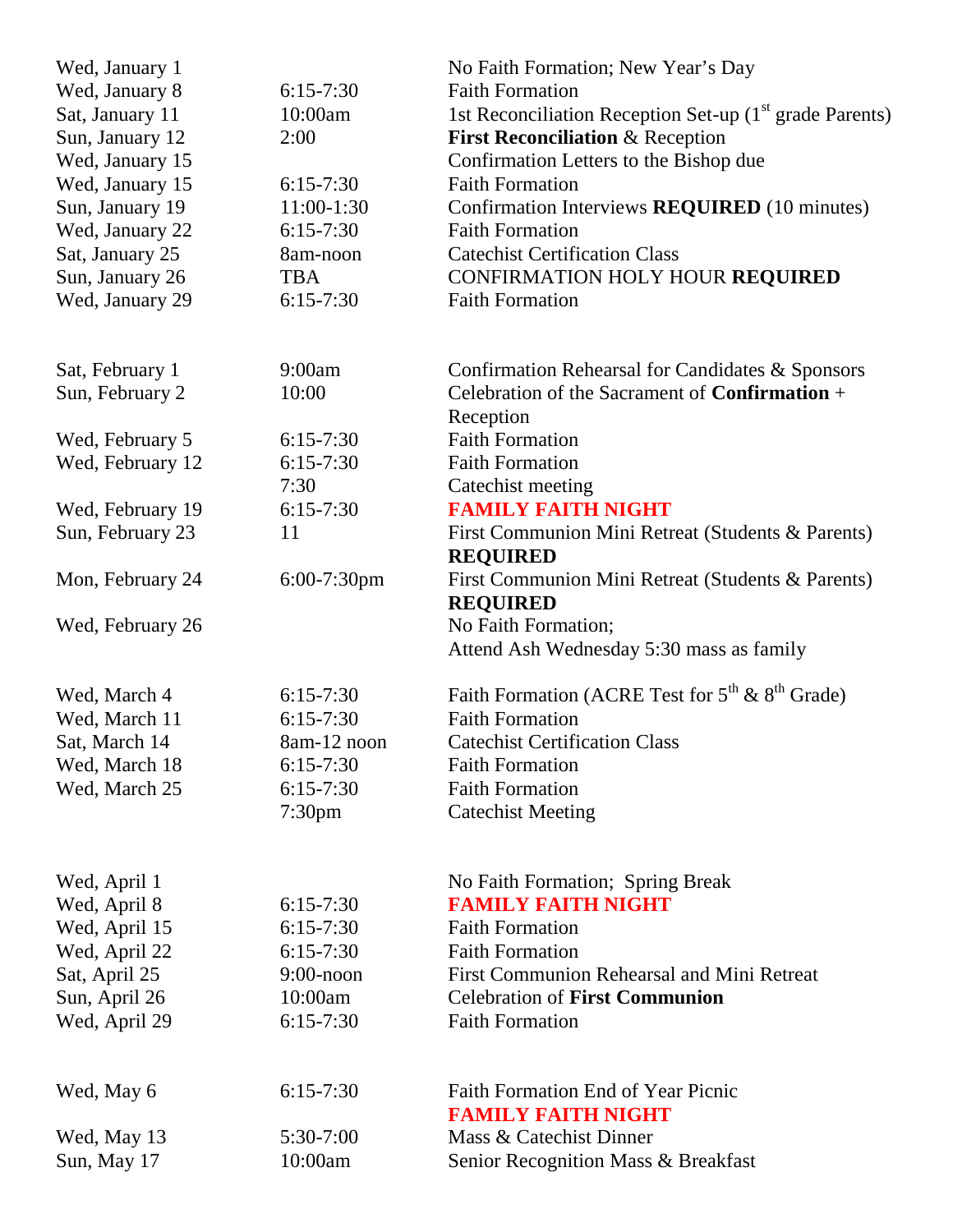| | | |
|---|---|---|
| Wed, January 1 | | No Faith Formation; New Year's Day |
| Wed, January 8 | 6:15-7:30 | Faith Formation |
| Sat, January 11 | 10:00am | 1st Reconciliation Reception Set-up (1st grade Parents) |
| Sun, January 12 | 2:00 | **First Reconciliation** & Reception |
| Wed, January 15 | | Confirmation Letters to the Bishop due |
| Wed, January 15 | 6:15-7:30 | Faith Formation |
| Sun, January 19 | 11:00-1:30 | Confirmation Interviews **REQUIRED** (10 minutes) |
| Wed, January 22 | 6:15-7:30 | Faith Formation |
| Sat, January 25 | 8am-noon | Catechist Certification Class |
| Sun, January 26 | TBA | CONFIRMATION HOLY HOUR **REQUIRED** |
| Wed, January 29 | 6:15-7:30 | Faith Formation |
| | | |
| Sat, February 1 | 9:00am | Confirmation Rehearsal for Candidates & Sponsors |
| Sun, February 2 | 10:00 | Celebration of the Sacrament of **Confirmation** + Reception |
| Wed, February 5 | 6:15-7:30 | Faith Formation |
| Wed, February 12 | 6:15-7:30 | Faith Formation |
| | 7:30 | Catechist meeting |
| Wed, February 19 | 6:15-7:30 | **FAMILY FAITH NIGHT** |
| Sun, February 23 | 11 | First Communion Mini Retreat (Students & Parents) **REQUIRED** |
| Mon, February 24 | 6:00-7:30pm | First Communion Mini Retreat (Students & Parents) **REQUIRED** |
| Wed, February 26 | | No Faith Formation; Attend Ash Wednesday 5:30 mass as family |
| | | |
| Wed, March 4 | 6:15-7:30 | Faith Formation (ACRE Test for 5th & 8th Grade) |
| Wed, March 11 | 6:15-7:30 | Faith Formation |
| Sat, March 14 | 8am-12 noon | Catechist Certification Class |
| Wed, March 18 | 6:15-7:30 | Faith Formation |
| Wed, March 25 | 6:15-7:30 | Faith Formation |
| | 7:30pm | Catechist Meeting |
| | | |
| Wed, April 1 | | No Faith Formation; Spring Break |
| Wed, April 8 | 6:15-7:30 | **FAMILY FAITH NIGHT** |
| Wed, April 15 | 6:15-7:30 | Faith Formation |
| Wed, April 22 | 6:15-7:30 | Faith Formation |
| Sat, April 25 | 9:00-noon | First Communion Rehearsal and Mini Retreat |
| Sun, April 26 | 10:00am | Celebration of **First Communion** |
| Wed, April 29 | 6:15-7:30 | Faith Formation |
| | | |
| Wed, May 6 | 6:15-7:30 | Faith Formation End of Year Picnic **FAMILY FAITH NIGHT** |
| Wed, May 13 | 5:30-7:00 | Mass & Catechist Dinner |
| Sun, May 17 | 10:00am | Senior Recognition Mass & Breakfast |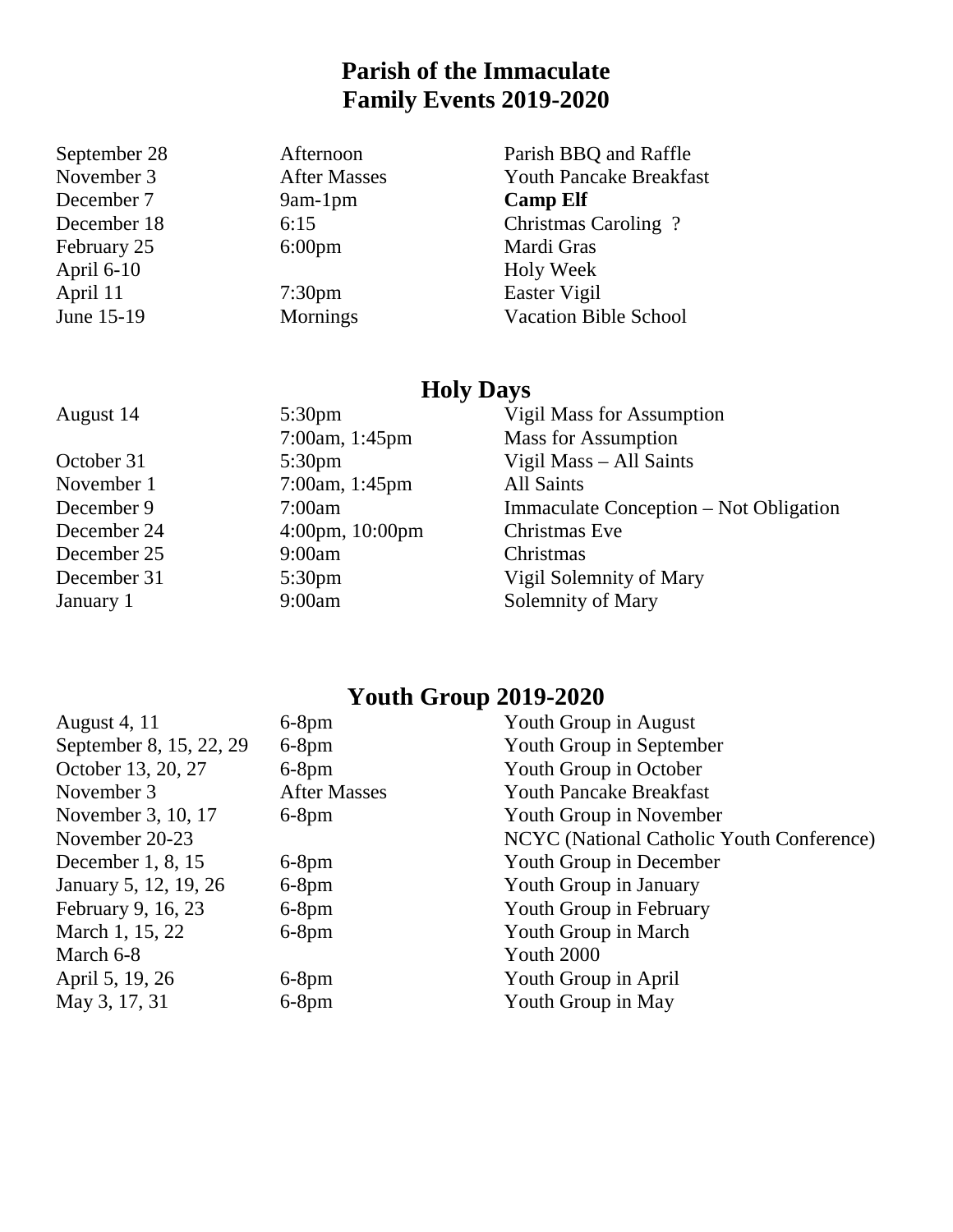# Parish of the Immaculate
# Family Events 2019-2020

| | | |
|---|---|---|
| September 28 | Afternoon | Parish BBQ and Raffle |
| November 3 | After Masses | Youth Pancake Breakfast |
| December 7 | 9am-1pm | **Camp Elf** |
| December 18 | 6:15 | Christmas Caroling ? |
| February 25 | 6:00pm | Mardi Gras |
| April 6-10 | | Holy Week |
| April 11 | 7:30pm | Easter Vigil |
| June 15-19 | Mornings | Vacation Bible School |

## Holy Days

| | | |
|---|---|---|
| August 14 | 5:30pm | Vigil Mass for Assumption |
| | 7:00am, 1:45pm | Mass for Assumption |
| October 31 | 5:30pm | Vigil Mass – All Saints |
| November 1 | 7:00am, 1:45pm | All Saints |
| December 9 | 7:00am | Immaculate Conception – Not Obligation |
| December 24 | 4:00pm, 10:00pm | Christmas Eve |
| December 25 | 9:00am | Christmas |
| December 31 | 5:30pm | Vigil Solemnity of Mary |
| January 1 | 9:00am | Solemnity of Mary |

## Youth Group 2019-2020

| | | |
|---|---|---|
| August 4, 11 | 6-8pm | Youth Group in August |
| September 8, 15, 22, 29 | 6-8pm | Youth Group in September |
| October 13, 20, 27 | 6-8pm | Youth Group in October |
| November 3 | After Masses | Youth Pancake Breakfast |
| November 3, 10, 17 | 6-8pm | Youth Group in November |
| November 20-23 | | NCYC (National Catholic Youth Conference) |
| December 1, 8, 15 | 6-8pm | Youth Group in December |
| January 5, 12, 19, 26 | 6-8pm | Youth Group in January |
| February 9, 16, 23 | 6-8pm | Youth Group in February |
| March 1, 15, 22 | 6-8pm | Youth Group in March |
| March 6-8 | | Youth 2000 |
| April 5, 19, 26 | 6-8pm | Youth Group in April |
| May 3, 17, 31 | 6-8pm | Youth Group in May |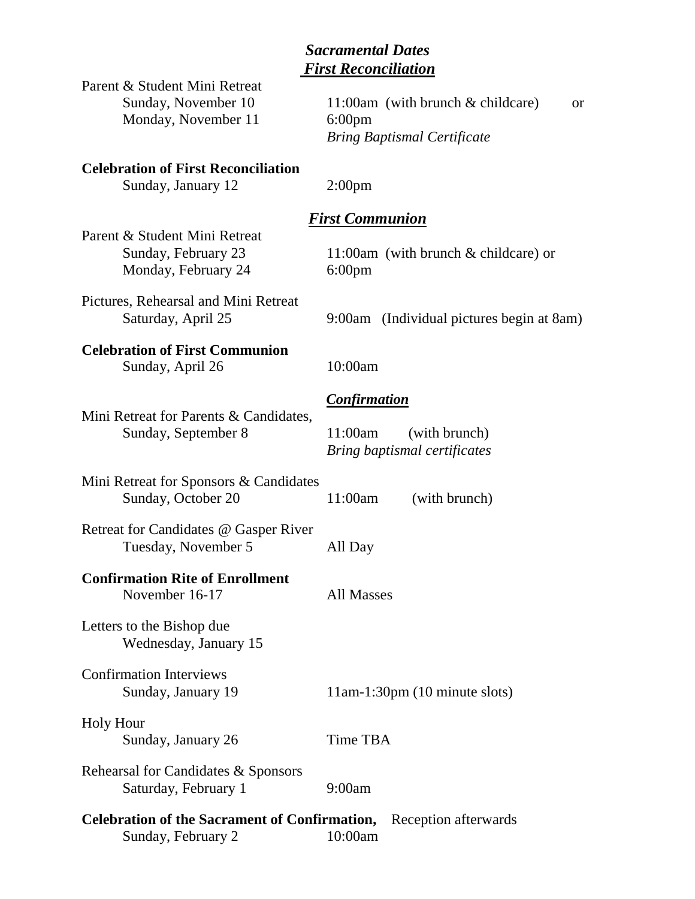## *Sacramental Dates*

### ***First Reconciliation***

Parent & Student Mini Retreat
Sunday, November 10 — 11:00am (with brunch & childcare) or
Monday, November 11 — 6:00pm
*Bring Baptismal Certificate*

**Celebration of First Reconciliation**
Sunday, January 12 — 2:00pm

### ***First Communion***

Parent & Student Mini Retreat
Sunday, February 23 — 11:00am (with brunch & childcare) or
Monday, February 24 — 6:00pm

Pictures, Rehearsal and Mini Retreat
Saturday, April 25 — 9:00am (Individual pictures begin at 8am)

**Celebration of First Communion**
Sunday, April 26 — 10:00am

### ***Confirmation***

Mini Retreat for Parents & Candidates,
Sunday, September 8 — 11:00am (with brunch)
*Bring baptismal certificates*

Mini Retreat for Sponsors & Candidates
Sunday, October 20 — 11:00am (with brunch)

Retreat for Candidates @ Gasper River
Tuesday, November 5 — All Day

**Confirmation Rite of Enrollment**
November 16-17 — All Masses

Letters to the Bishop due
Wednesday, January 15

Confirmation Interviews
Sunday, January 19 — 11am-1:30pm (10 minute slots)

Holy Hour
Sunday, January 26 — Time TBA

Rehearsal for Candidates & Sponsors
Saturday, February 1 — 9:00am

**Celebration of the Sacrament of Confirmation,** Reception afterwards
Sunday, February 2 — 10:00am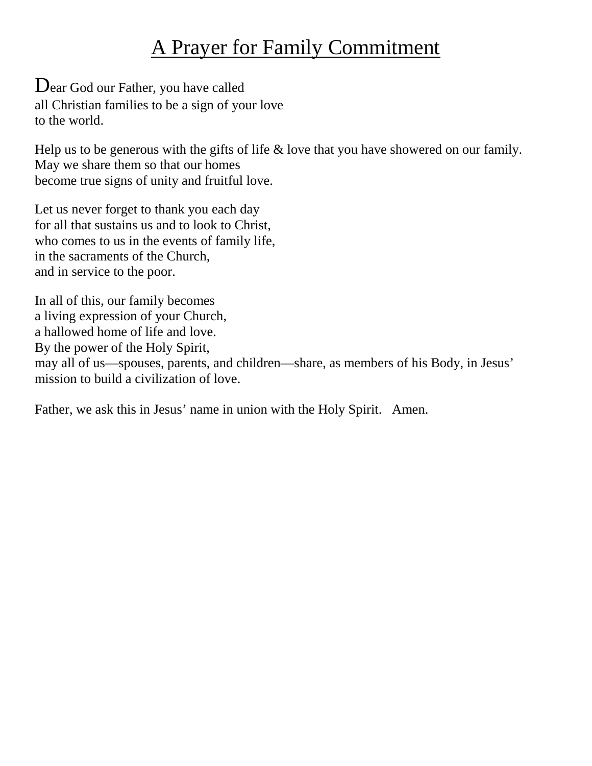# A Prayer for Family Commitment

Dear God our Father, you have called
all Christian families to be a sign of your love
to the world.

Help us to be generous with the gifts of life & love that you have showered on our family.
May we share them so that our homes
become true signs of unity and fruitful love.

Let us never forget to thank you each day
for all that sustains us and to look to Christ,
who comes to us in the events of family life,
in the sacraments of the Church,
and in service to the poor.

In all of this, our family becomes
a living expression of your Church,
a hallowed home of life and love.
By the power of the Holy Spirit,
may all of us—spouses, parents, and children—share, as members of his Body, in Jesus' mission to build a civilization of love.

Father, we ask this in Jesus' name in union with the Holy Spirit. Amen.